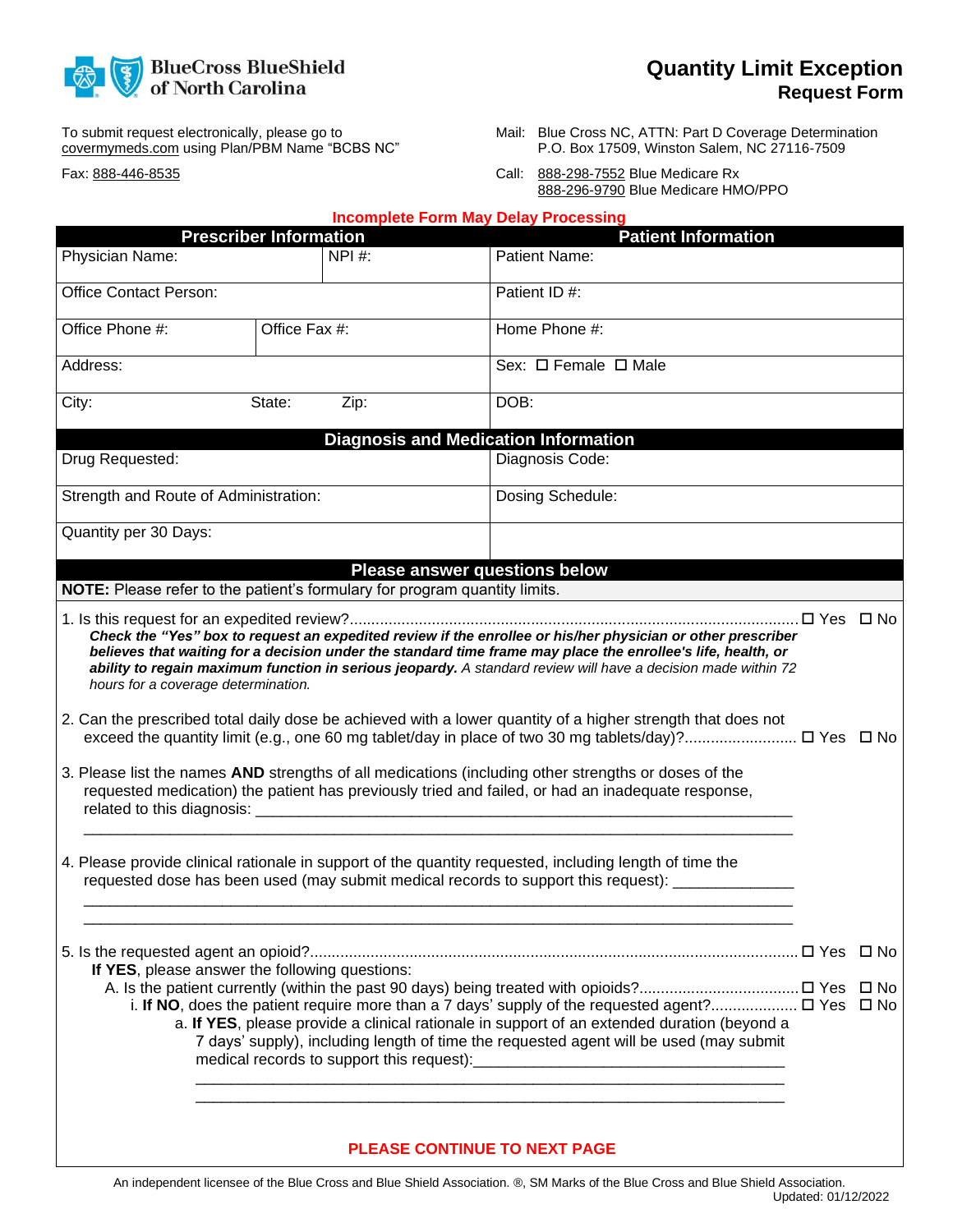BlueCross BlueShield of North Carolina

# Quantity Limit Exception

## Request Form

To submit request electronically, please go to covermymeds.com using Plan/PBM Name "BCBS NC"

Fax: 888-446-8535

Mail: Blue Cross NC, ATTN: Part D Coverage Determination
P.O. Box 17509, Winston Salem, NC 27116-7509

Call: 888-298-7552 Blue Medicare Rx
888-296-9790 Blue Medicare HMO/PPO

**Incomplete Form May Delay Processing**

| Prescriber Information | | | Patient Information |
|---|---|---|---|
| Physician Name: | | NPI #: | Patient Name: |
| Office Contact Person: | | | Patient ID #: |
| Office Phone #: | Office Fax #: | | Home Phone #: |
| Address: | | | Sex: ☐ Female ☐ Male |
| City: | State: | Zip: | DOB: |

| Diagnosis and Medication Information | |
|---|---|
| Drug Requested: | Diagnosis Code: |
| Strength and Route of Administration: | Dosing Schedule: |
| Quantity per 30 Days: | |

**Please answer questions below**

**NOTE:** Please refer to the patient's formulary for program quantity limits.

1. Is this request for an expedited review?....... ☐ Yes ☐ No
   ***Check the "Yes" box to request an expedited review if the enrollee or his/her physician or other prescriber believes that waiting for a decision under the standard time frame may place the enrollee's life, health, or ability to regain maximum function in serious jeopardy.*** *A standard review will have a decision made within 72 hours for a coverage determination.*

2. Can the prescribed total daily dose be achieved with a lower quantity of a higher strength that does not exceed the quantity limit (e.g., one 60 mg tablet/day in place of two 30 mg tablets/day)?....... ☐ Yes ☐ No

3. Please list the names **AND** strengths of all medications (including other strengths or doses of the requested medication) the patient has previously tried and failed, or had an inadequate response, related to this diagnosis: ______________________________________________
______________________________________________

4. Please provide clinical rationale in support of the quantity requested, including length of time the requested dose has been used (may submit medical records to support this request): ______________
______________________________________________
______________________________________________

5. Is the requested agent an opioid?....... ☐ Yes ☐ No
   **If YES**, please answer the following questions:
   A. Is the patient currently (within the past 90 days) being treated with opioids?....... ☐ Yes ☐ No
      i. **If NO**, does the patient require more than a 7 days' supply of the requested agent?....... ☐ Yes ☐ No
         a. **If YES**, please provide a clinical rationale in support of an extended duration (beyond a 7 days' supply), including length of time the requested agent will be used (may submit medical records to support this request):______________________________
         ______________________________________________
         ______________________________________________

**PLEASE CONTINUE TO NEXT PAGE**

An independent licensee of the Blue Cross and Blue Shield Association. ®, SM Marks of the Blue Cross and Blue Shield Association.
Updated: 01/12/2022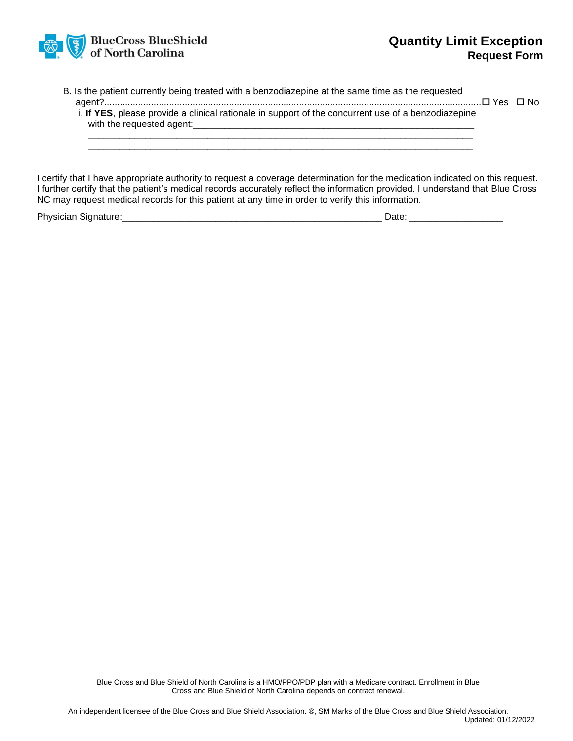# Quantity Limit Exception

## Request Form

B. Is the patient currently being treated with a benzodiazepine at the same time as the requested agent?................................................................................................................................................ ☐ Yes ☐ No

i. **If YES**, please provide a clinical rationale in support of the concurrent use of a benzodiazepine with the requested agent:_______________________________________________________
_______________________________________________________________________________
_______________________________________________________________________________

I certify that I have appropriate authority to request a coverage determination for the medication indicated on this request. I further certify that the patient's medical records accurately reflect the information provided. I understand that Blue Cross NC may request medical records for this patient at any time in order to verify this information.

Physician Signature:_____________________________________________________ Date: __________________

Blue Cross and Blue Shield of North Carolina is a HMO/PPO/PDP plan with a Medicare contract. Enrollment in Blue Cross and Blue Shield of North Carolina depends on contract renewal.

An independent licensee of the Blue Cross and Blue Shield Association. ®, SM Marks of the Blue Cross and Blue Shield Association.

Updated: 01/12/2022